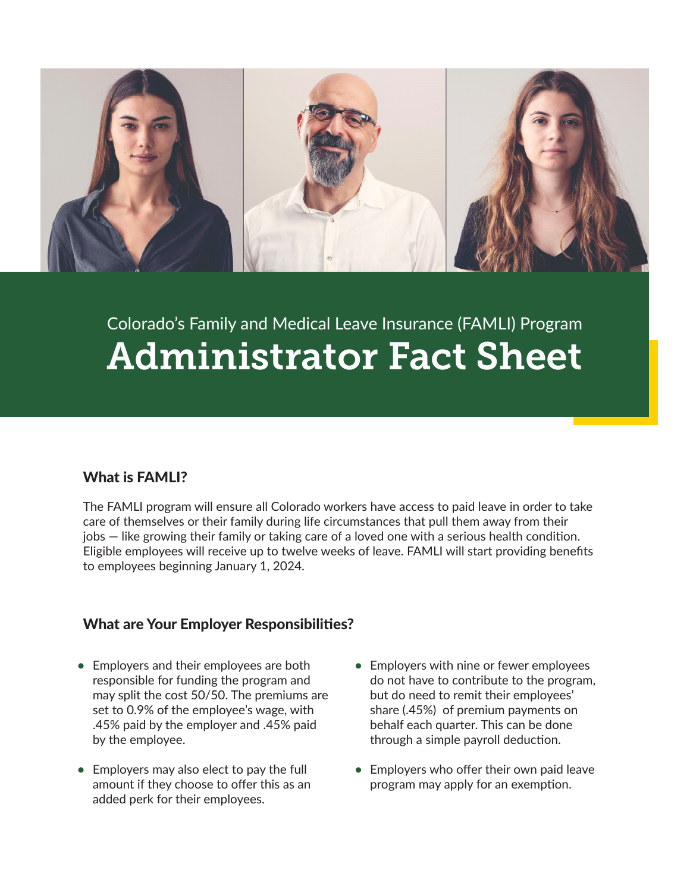Colorado's Family and Medical Leave Insurance (FAMLI) Program

# Administrator Fact Sheet

## What is FAMLI?

The FAMLI program will ensure all Colorado workers have access to paid leave in order to take care of themselves or their family during life circumstances that pull them away from their jobs — like growing their family or taking care of a loved one with a serious health condition. Eligible employees will receive up to twelve weeks of leave. FAMLI will start providing benefits to employees beginning January 1, 2024.

## What are Your Employer Responsibilities?

- Employers and their employees are both responsible for funding the program and may split the cost 50/50. The premiums are set to 0.9% of the employee's wage, with .45% paid by the employer and .45% paid by the employee.
- Employers may also elect to pay the full amount if they choose to offer this as an added perk for their employees.
- Employers with nine or fewer employees do not have to contribute to the program, but do need to remit their employees' share (.45%) of premium payments on behalf each quarter. This can be done through a simple payroll deduction.
- Employers who offer their own paid leave program may apply for an exemption.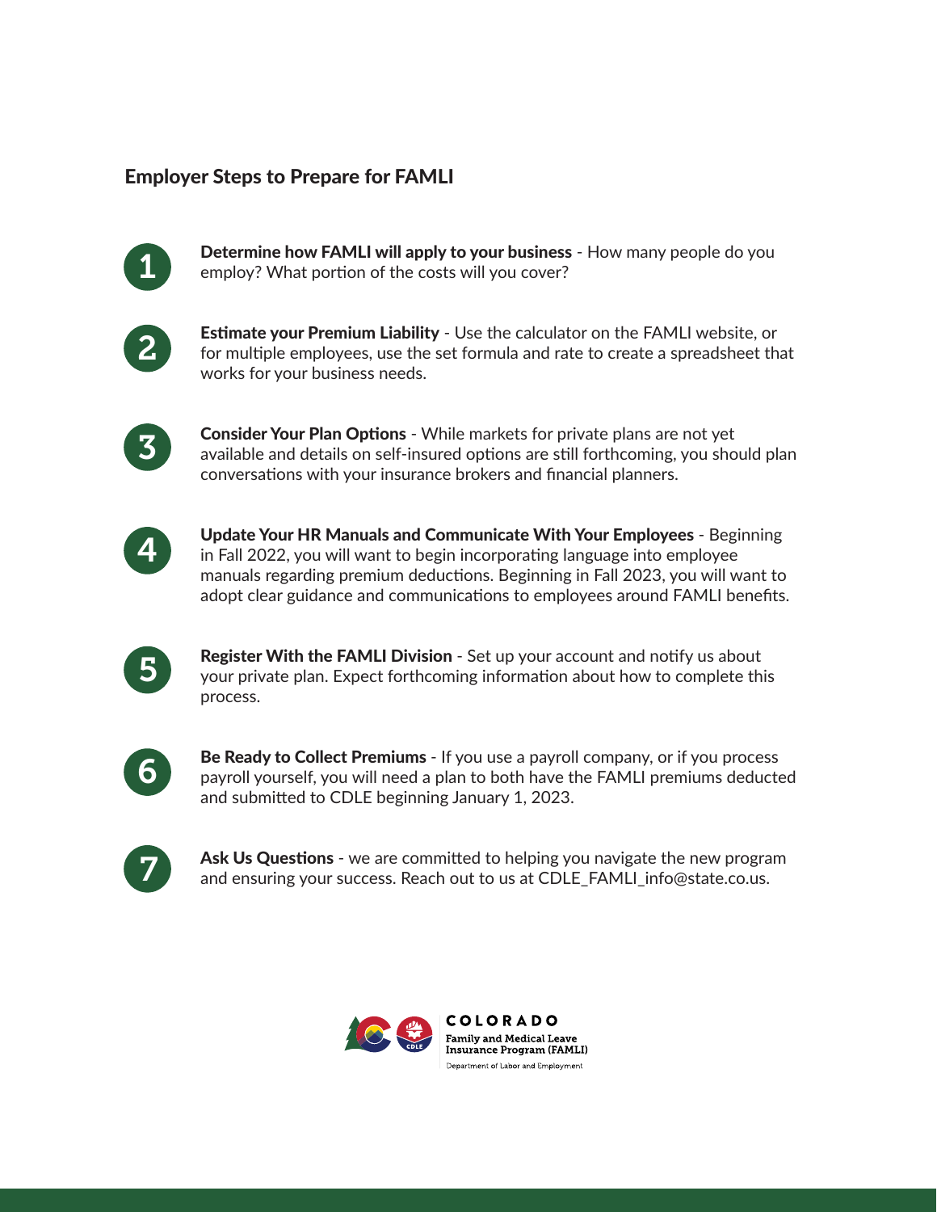## Employer Steps to Prepare for FAMLI

1. **Determine how FAMLI will apply to your business** - How many people do you employ? What portion of the costs will you cover?

2. **Estimate your Premium Liability** - Use the calculator on the FAMLI website, or for multiple employees, use the set formula and rate to create a spreadsheet that works for your business needs.

3. **Consider Your Plan Options** - While markets for private plans are not yet available and details on self-insured options are still forthcoming, you should plan conversations with your insurance brokers and financial planners.

4. **Update Your HR Manuals and Communicate With Your Employees** - Beginning in Fall 2022, you will want to begin incorporating language into employee manuals regarding premium deductions. Beginning in Fall 2023, you will want to adopt clear guidance and communications to employees around FAMLI benefits.

5. **Register With the FAMLI Division** - Set up your account and notify us about your private plan. Expect forthcoming information about how to complete this process.

6. **Be Ready to Collect Premiums** - If you use a payroll company, or if you process payroll yourself, you will need a plan to both have the FAMLI premiums deducted and submitted to CDLE beginning January 1, 2023.

7. **Ask Us Questions** - we are committed to helping you navigate the new program and ensuring your success. Reach out to us at CDLE_FAMLI_info@state.co.us.

COLORADO
Family and Medical Leave Insurance Program (FAMLI)
Department of Labor and Employment